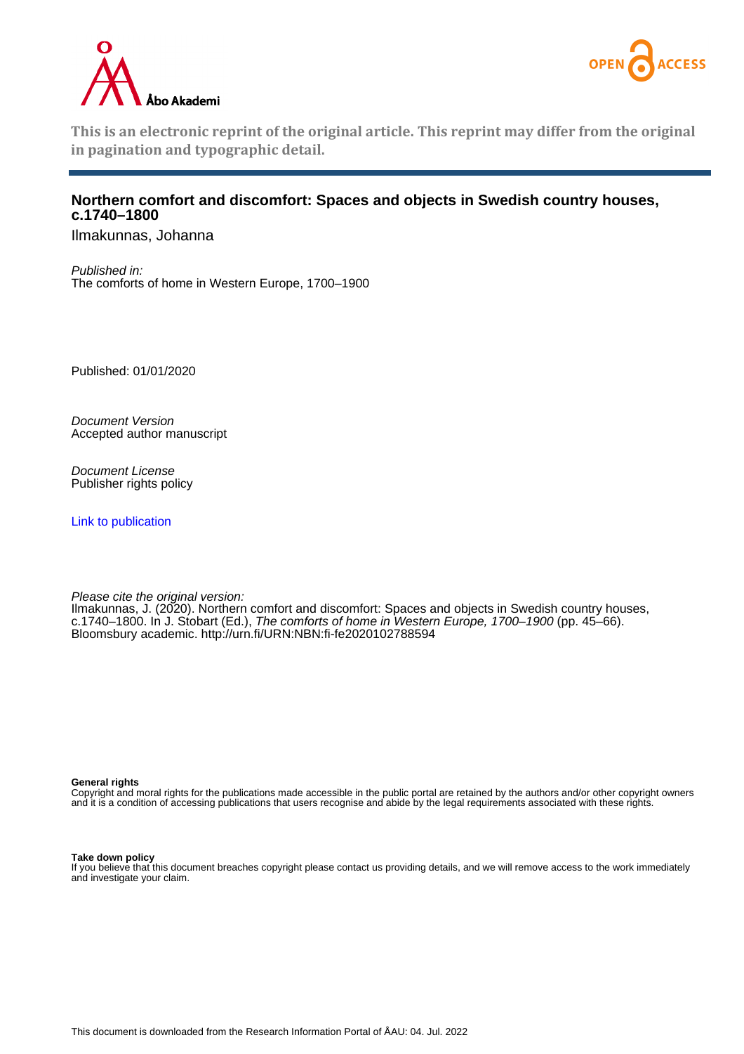This is an electronic reprint of the original article. This reprint may differ from the original in pagination and typographic detail.

## Northern comfort and discomfort: Spaces and objects in Swedish country houses, c.1740–1800

Ilmakunnas, Johanna

*Published in:*
The comforts of home in Western Europe, 1700–1900

Published: 01/01/2020

*Document Version*
Accepted author manuscript

*Document License*
Publisher rights policy

Link to publication

*Please cite the original version:*
Ilmakunnas, J. (2020). Northern comfort and discomfort: Spaces and objects in Swedish country houses, c.1740–1800. In J. Stobart (Ed.), *The comforts of home in Western Europe, 1700–1900* (pp. 45–66). Bloomsbury academic. http://urn.fi/URN:NBN:fi-fe2020102788594

**General rights**
Copyright and moral rights for the publications made accessible in the public portal are retained by the authors and/or other copyright owners and it is a condition of accessing publications that users recognise and abide by the legal requirements associated with these rights.

**Take down policy**
If you believe that this document breaches copyright please contact us providing details, and we will remove access to the work immediately and investigate your claim.

This document is downloaded from the Research Information Portal of ÅAU: 04. Jul. 2022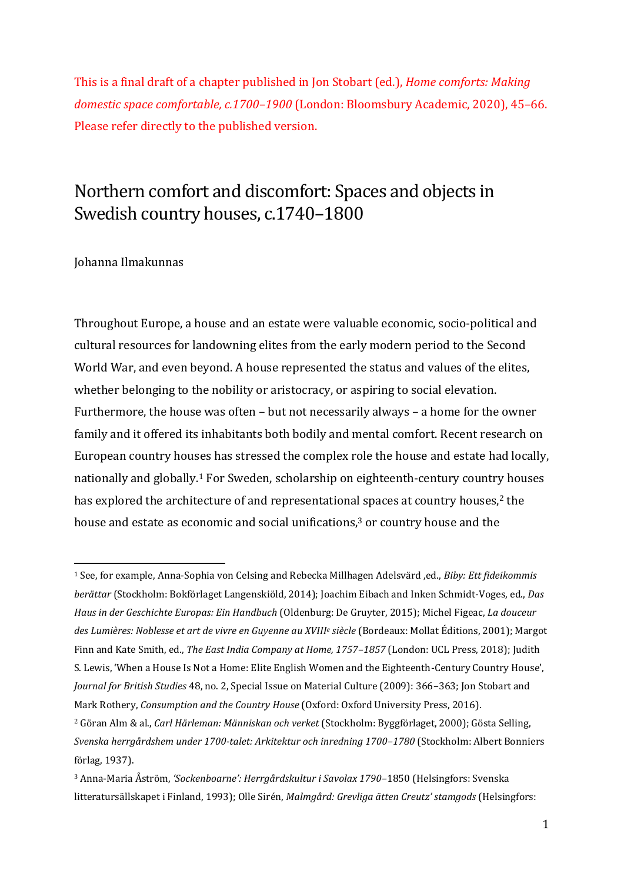This is a final draft of a chapter published in Jon Stobart (ed.), *Home comforts: Making domestic space comfortable, c.1700–1900* (London: Bloomsbury Academic, 2020), 45–66. Please refer directly to the published version.

# Northern comfort and discomfort: Spaces and objects in Swedish country houses, c.1740–1800

Johanna Ilmakunnas

Throughout Europe, a house and an estate were valuable economic, socio-political and cultural resources for landowning elites from the early modern period to the Second World War, and even beyond. A house represented the status and values of the elites, whether belonging to the nobility or aristocracy, or aspiring to social elevation. Furthermore, the house was often – but not necessarily always – a home for the owner family and it offered its inhabitants both bodily and mental comfort. Recent research on European country houses has stressed the complex role the house and estate had locally, nationally and globally.[1] For Sweden, scholarship on eighteenth-century country houses has explored the architecture of and representational spaces at country houses,[2] the house and estate as economic and social unifications,[3] or country house and the

---

[1] See, for example, Anna-Sophia von Celsing and Rebecka Millhagen Adelsvärd ,ed., *Biby: Ett fideikommis berättar* (Stockholm: Bokförlaget Langenskiöld, 2014); Joachim Eibach and Inken Schmidt-Voges, ed., *Das Haus in der Geschichte Europas: Ein Handbuch* (Oldenburg: De Gruyter, 2015); Michel Figeac, *La douceur des Lumières: Noblesse et art de vivre en Guyenne au XVIIIe siècle* (Bordeaux: Mollat Éditions, 2001); Margot Finn and Kate Smith, ed., *The East India Company at Home, 1757–1857* (London: UCL Press, 2018); Judith S. Lewis, 'When a House Is Not a Home: Elite English Women and the Eighteenth-Century Country House', *Journal for British Studies* 48, no. 2, Special Issue on Material Culture (2009): 366–363; Jon Stobart and Mark Rothery, *Consumption and the Country House* (Oxford: Oxford University Press, 2016).

[2] Göran Alm & al., *Carl Hårleman: Människan och verket* (Stockholm: Byggförlaget, 2000); Gösta Selling, *Svenska herrgårdshem under 1700-talet: Arkitektur och inredning 1700–1780* (Stockholm: Albert Bonniers förlag, 1937).

[3] Anna-Maria Åström, *'Sockenboarne': Herrgårdskultur i Savolax 1790*–1850 (Helsingfors: Svenska litteratursällskapet i Finland, 1993); Olle Sirén, *Malmgård: Grevliga ätten Creutz' stamgods* (Helsingfors: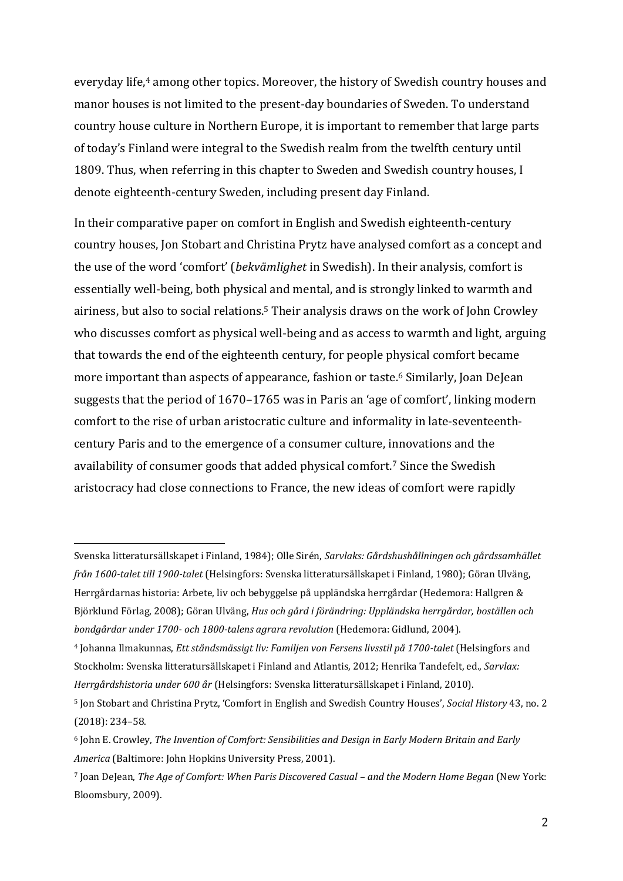everyday life,[4] among other topics. Moreover, the history of Swedish country houses and manor houses is not limited to the present-day boundaries of Sweden. To understand country house culture in Northern Europe, it is important to remember that large parts of today's Finland were integral to the Swedish realm from the twelfth century until 1809. Thus, when referring in this chapter to Sweden and Swedish country houses, I denote eighteenth-century Sweden, including present day Finland.

In their comparative paper on comfort in English and Swedish eighteenth-century country houses, Jon Stobart and Christina Prytz have analysed comfort as a concept and the use of the word 'comfort' (*bekvämlighet* in Swedish). In their analysis, comfort is essentially well-being, both physical and mental, and is strongly linked to warmth and airiness, but also to social relations.[5] Their analysis draws on the work of John Crowley who discusses comfort as physical well-being and as access to warmth and light, arguing that towards the end of the eighteenth century, for people physical comfort became more important than aspects of appearance, fashion or taste.[6] Similarly, Joan DeJean suggests that the period of 1670–1765 was in Paris an 'age of comfort', linking modern comfort to the rise of urban aristocratic culture and informality in late-seventeenth-century Paris and to the emergence of a consumer culture, innovations and the availability of consumer goods that added physical comfort.[7] Since the Swedish aristocracy had close connections to France, the new ideas of comfort were rapidly

---

Svenska litteratursällskapet i Finland, 1984); Olle Sirén, *Sarvlaks: Gårdshushållningen och gårdssamhället från 1600-talet till 1900-talet* (Helsingfors: Svenska litteratursällskapet i Finland, 1980); Göran Ulväng, Herrgårdarnas historia: Arbete, liv och bebyggelse på uppländska herrgårdar (Hedemora: Hallgren & Björklund Förlag, 2008); Göran Ulväng, *Hus och gård i förändring: Uppländska herrgårdar, boställen och bondgårdar under 1700- och 1800-talens agrara revolution* (Hedemora: Gidlund, 2004).

[4] Johanna Ilmakunnas, *Ett ståndsmässigt liv: Familjen von Fersens livsstil på 1700-talet* (Helsingfors and Stockholm: Svenska litteratursällskapet i Finland and Atlantis, 2012; Henrika Tandefelt, ed., *Sarvlax: Herrgårdshistoria under 600 år* (Helsingfors: Svenska litteratursällskapet i Finland, 2010).

[5] Jon Stobart and Christina Prytz, 'Comfort in English and Swedish Country Houses', *Social History* 43, no. 2 (2018): 234–58.

[6] John E. Crowley, *The Invention of Comfort: Sensibilities and Design in Early Modern Britain and Early America* (Baltimore: John Hopkins University Press, 2001).

[7] Joan DeJean, *The Age of Comfort: When Paris Discovered Casual – and the Modern Home Began* (New York: Bloomsbury, 2009).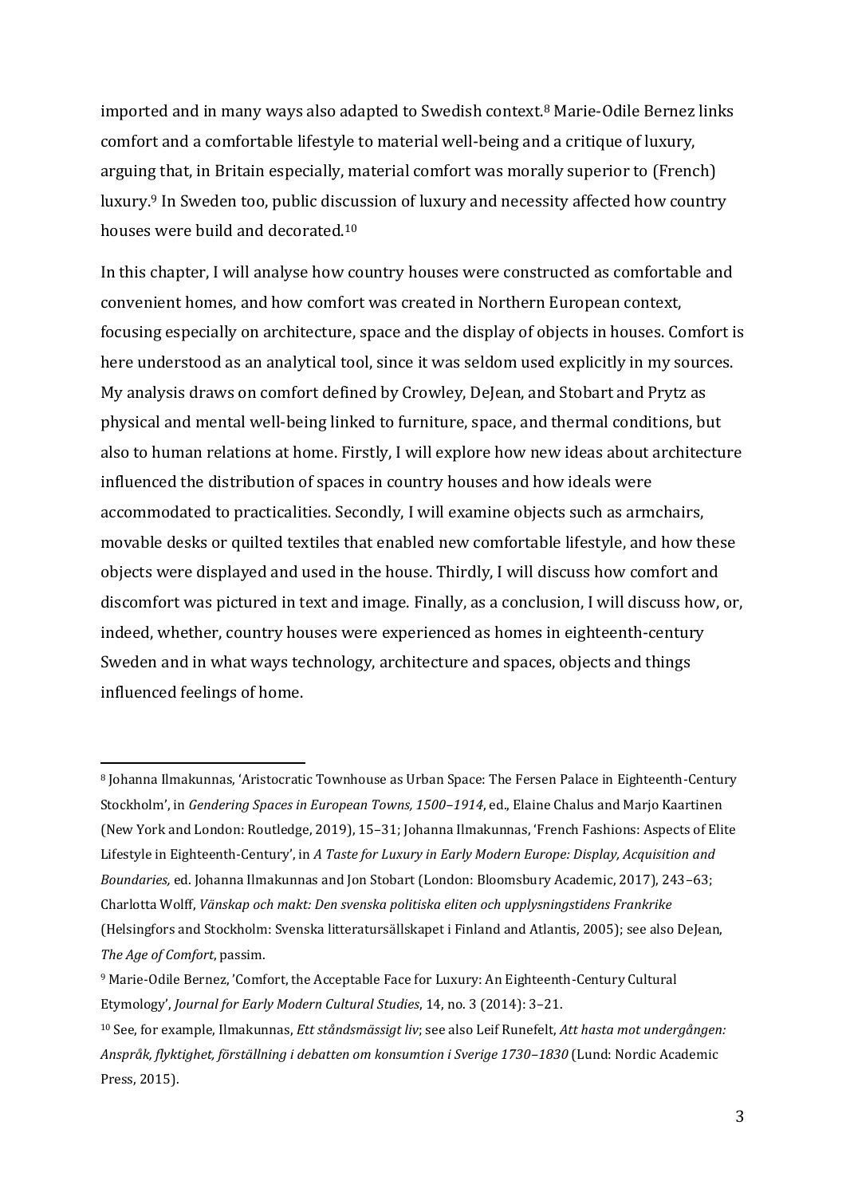imported and in many ways also adapted to Swedish context.[8] Marie-Odile Bernez links comfort and a comfortable lifestyle to material well-being and a critique of luxury, arguing that, in Britain especially, material comfort was morally superior to (French) luxury.[9] In Sweden too, public discussion of luxury and necessity affected how country houses were build and decorated.[10]

In this chapter, I will analyse how country houses were constructed as comfortable and convenient homes, and how comfort was created in Northern European context, focusing especially on architecture, space and the display of objects in houses. Comfort is here understood as an analytical tool, since it was seldom used explicitly in my sources. My analysis draws on comfort defined by Crowley, DeJean, and Stobart and Prytz as physical and mental well-being linked to furniture, space, and thermal conditions, but also to human relations at home. Firstly, I will explore how new ideas about architecture influenced the distribution of spaces in country houses and how ideals were accommodated to practicalities. Secondly, I will examine objects such as armchairs, movable desks or quilted textiles that enabled new comfortable lifestyle, and how these objects were displayed and used in the house. Thirdly, I will discuss how comfort and discomfort was pictured in text and image. Finally, as a conclusion, I will discuss how, or, indeed, whether, country houses were experienced as homes in eighteenth-century Sweden and in what ways technology, architecture and spaces, objects and things influenced feelings of home.

---

[8] Johanna Ilmakunnas, 'Aristocratic Townhouse as Urban Space: The Fersen Palace in Eighteenth-Century Stockholm', in *Gendering Spaces in European Towns, 1500–1914*, ed., Elaine Chalus and Marjo Kaartinen (New York and London: Routledge, 2019), 15–31; Johanna Ilmakunnas, 'French Fashions: Aspects of Elite Lifestyle in Eighteenth-Century', in *A Taste for Luxury in Early Modern Europe: Display, Acquisition and Boundaries,* ed. Johanna Ilmakunnas and Jon Stobart (London: Bloomsbury Academic, 2017), 243–63; Charlotta Wolff, *Vänskap och makt: Den svenska politiska eliten och upplysningstidens Frankrike* (Helsingfors and Stockholm: Svenska litteratursällskapet i Finland and Atlantis, 2005); see also DeJean, *The Age of Comfort*, passim.

[9] Marie-Odile Bernez, 'Comfort, the Acceptable Face for Luxury: An Eighteenth-Century Cultural Etymology', *Journal for Early Modern Cultural Studies*, 14, no. 3 (2014): 3–21.

[10] See, for example, Ilmakunnas, *Ett ståndsmässigt liv*; see also Leif Runefelt, *Att hasta mot undergången: Anspråk, flyktighet, förställning i debatten om konsumtion i Sverige 1730–1830* (Lund: Nordic Academic Press, 2015).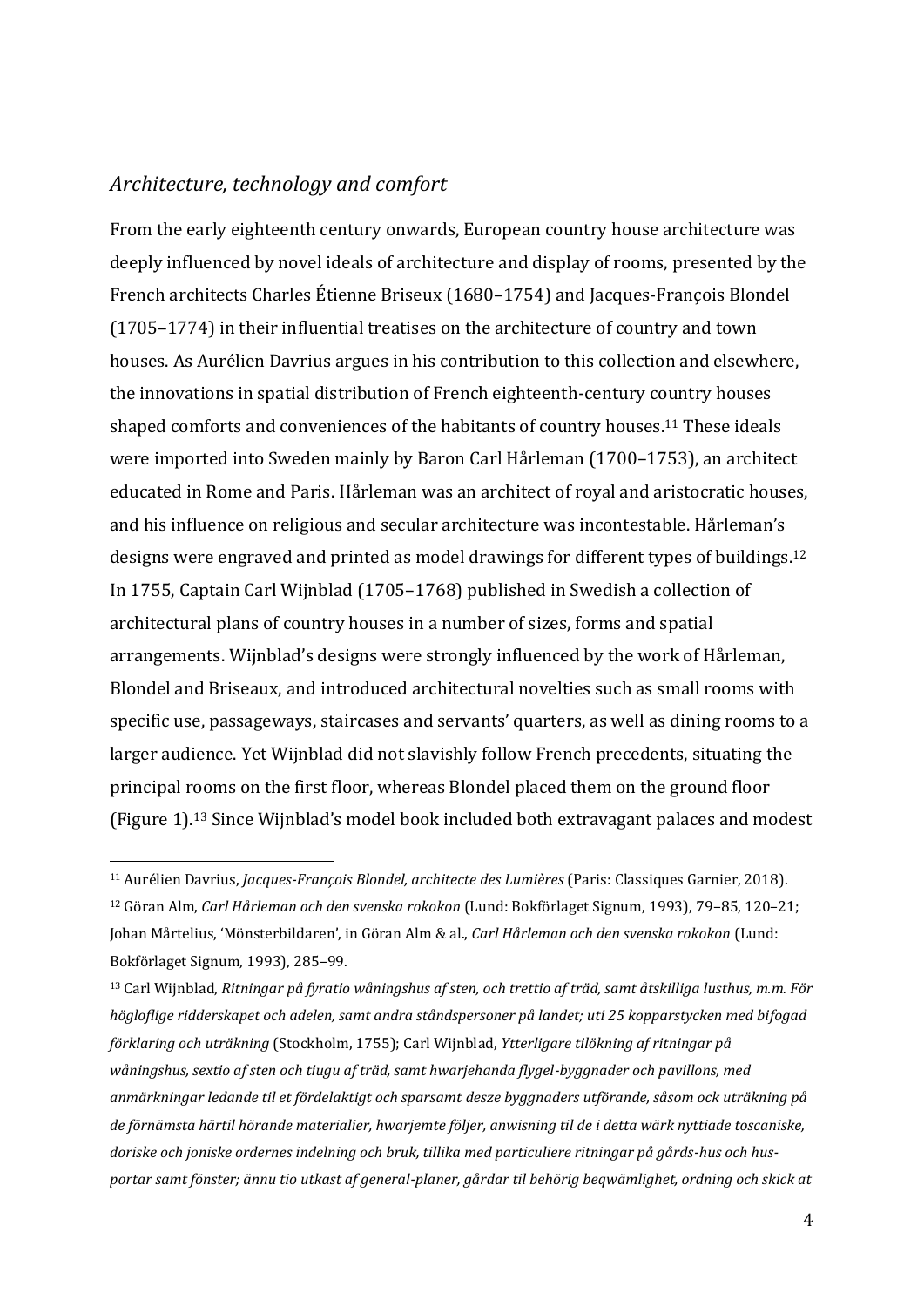## *Architecture, technology and comfort*

From the early eighteenth century onwards, European country house architecture was deeply influenced by novel ideals of architecture and display of rooms, presented by the French architects Charles Étienne Briseux (1680–1754) and Jacques-François Blondel (1705–1774) in their influential treatises on the architecture of country and town houses. As Aurélien Davrius argues in his contribution to this collection and elsewhere, the innovations in spatial distribution of French eighteenth-century country houses shaped comforts and conveniences of the habitants of country houses.[11] These ideals were imported into Sweden mainly by Baron Carl Hårleman (1700–1753), an architect educated in Rome and Paris. Hårleman was an architect of royal and aristocratic houses, and his influence on religious and secular architecture was incontestable. Hårleman's designs were engraved and printed as model drawings for different types of buildings.[12] In 1755, Captain Carl Wijnblad (1705–1768) published in Swedish a collection of architectural plans of country houses in a number of sizes, forms and spatial arrangements. Wijnblad's designs were strongly influenced by the work of Hårleman, Blondel and Briseaux, and introduced architectural novelties such as small rooms with specific use, passageways, staircases and servants' quarters, as well as dining rooms to a larger audience. Yet Wijnblad did not slavishly follow French precedents, situating the principal rooms on the first floor, whereas Blondel placed them on the ground floor (Figure 1).[13] Since Wijnblad's model book included both extravagant palaces and modest

---

[11] Aurélien Davrius, *Jacques-François Blondel, architecte des Lumières* (Paris: Classiques Garnier, 2018).

[12] Göran Alm, *Carl Hårleman och den svenska rokokon* (Lund: Bokförlaget Signum, 1993), 79–85, 120–21; Johan Mårtelius, 'Mönsterbildaren', in Göran Alm & al., *Carl Hårleman och den svenska rokokon* (Lund: Bokförlaget Signum, 1993), 285–99.

[13] Carl Wijnblad, *Ritningar på fyratio wåningshus af sten, och trettio af träd, samt åtskilliga lusthus, m.m. För högloflige ridderskapet och adelen, samt andra ståndspersoner på landet; uti 25 kopparstycken med bifogad förklaring och uträkning* (Stockholm, 1755); Carl Wijnblad, *Ytterligare tilökning af ritningar på wåningshus, sextio af sten och tiugu af träd, samt hwarjehanda flygel-byggnader och pavillons, med anmärkningar ledande til et fördelaktigt och sparsamt desze byggnaders utförande, såsom ock uträkning på de förnämsta härtil hörande materialier, hwarjemte följer, anwisning til de i detta wärk nyttiade toscaniske, doriske och joniske ordernes indelning och bruk, tillika med particuliere ritningar på gårds-hus och hus-portar samt fönster; ännu tio utkast af general-planer, gårdar til behörig beqwämlighet, ordning och skick at*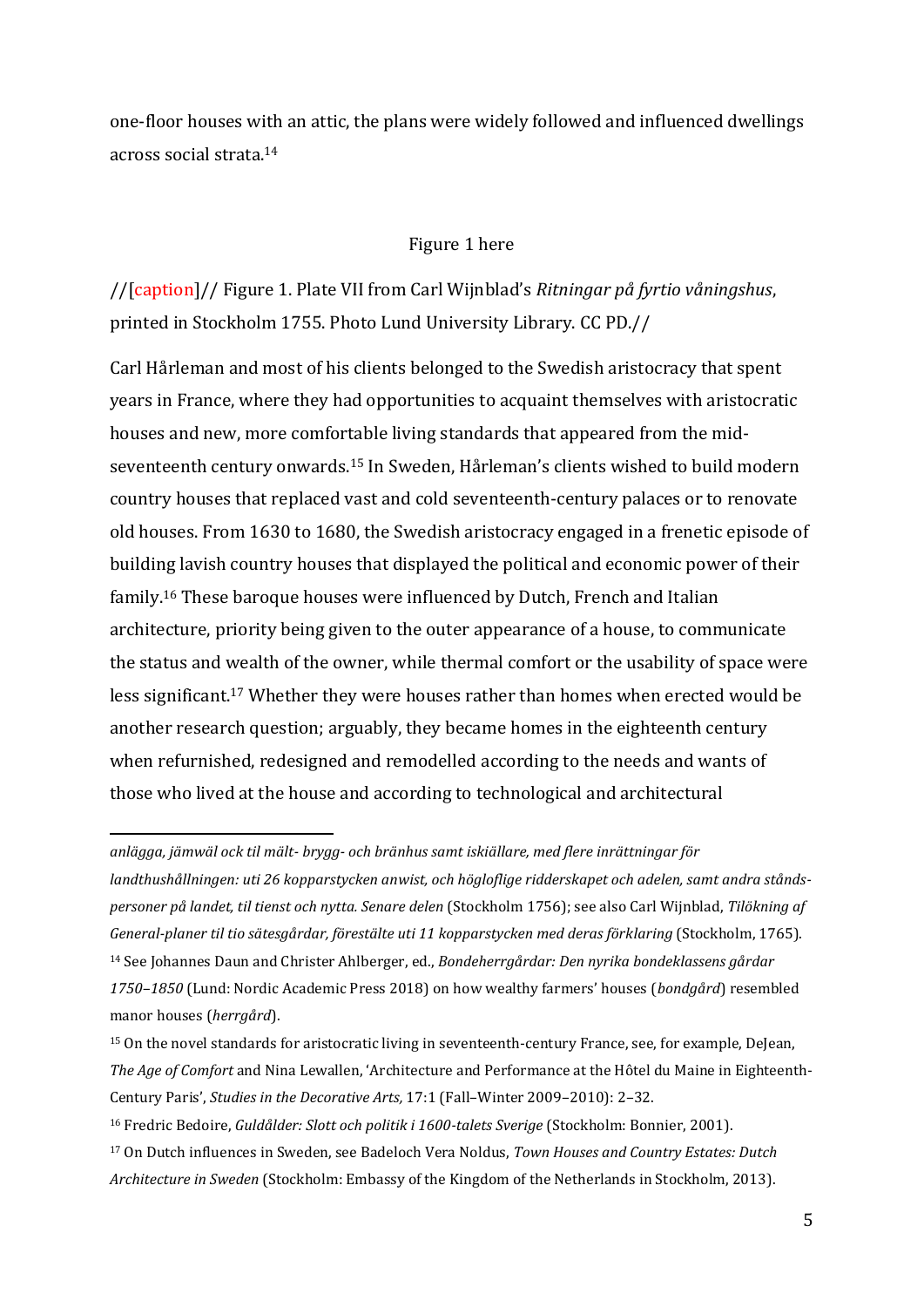one-floor houses with an attic, the plans were widely followed and influenced dwellings across social strata.[14]

Figure 1 here

//[caption]// Figure 1. Plate VII from Carl Wijnblad's *Ritningar på fyrtio våningshus*, printed in Stockholm 1755. Photo Lund University Library. CC PD.//

Carl Hårleman and most of his clients belonged to the Swedish aristocracy that spent years in France, where they had opportunities to acquaint themselves with aristocratic houses and new, more comfortable living standards that appeared from the mid-seventeenth century onwards.[15] In Sweden, Hårleman's clients wished to build modern country houses that replaced vast and cold seventeenth-century palaces or to renovate old houses. From 1630 to 1680, the Swedish aristocracy engaged in a frenetic episode of building lavish country houses that displayed the political and economic power of their family.[16] These baroque houses were influenced by Dutch, French and Italian architecture, priority being given to the outer appearance of a house, to communicate the status and wealth of the owner, while thermal comfort or the usability of space were less significant.[17] Whether they were houses rather than homes when erected would be another research question; arguably, they became homes in the eighteenth century when refurnished, redesigned and remodelled according to the needs and wants of those who lived at the house and according to technological and architectural

*anlägga, jämwäl ock til mält- brygg- och bränhus samt iskiällare, med flere inrättningar för landthushållningen: uti 26 kopparstycken anwist, och högloflige ridderskapet och adelen, samt andra stånds-personer på landet, til tienst och nytta. Senare delen* (Stockholm 1756); see also Carl Wijnblad, *Tilökning af General-planer til tio sätesgårdar, förestälte uti 11 kopparstycken med deras förklaring* (Stockholm, 1765).

[14] See Johannes Daun and Christer Ahlberger, ed., *Bondeherrgårdar: Den nyrika bondeklassens gårdar 1750–1850* (Lund: Nordic Academic Press 2018) on how wealthy farmers' houses (*bondgård*) resembled manor houses (*herrgård*).

[15] On the novel standards for aristocratic living in seventeenth-century France, see, for example, DeJean, *The Age of Comfort* and Nina Lewallen, 'Architecture and Performance at the Hôtel du Maine in Eighteenth-Century Paris', *Studies in the Decorative Arts,* 17:1 (Fall–Winter 2009–2010): 2–32.

[16] Fredric Bedoire, *Guldålder: Slott och politik i 1600-talets Sverige* (Stockholm: Bonnier, 2001).

[17] On Dutch influences in Sweden, see Badeloch Vera Noldus, *Town Houses and Country Estates: Dutch Architecture in Sweden* (Stockholm: Embassy of the Kingdom of the Netherlands in Stockholm, 2013).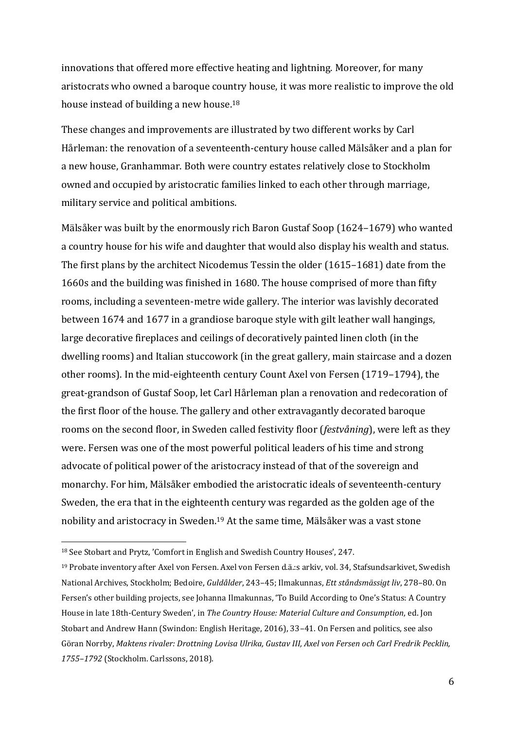innovations that offered more effective heating and lightning. Moreover, for many aristocrats who owned a baroque country house, it was more realistic to improve the old house instead of building a new house.[18]

These changes and improvements are illustrated by two different works by Carl Hårleman: the renovation of a seventeenth-century house called Mälsåker and a plan for a new house, Granhammar. Both were country estates relatively close to Stockholm owned and occupied by aristocratic families linked to each other through marriage, military service and political ambitions.

Mälsåker was built by the enormously rich Baron Gustaf Soop (1624–1679) who wanted a country house for his wife and daughter that would also display his wealth and status. The first plans by the architect Nicodemus Tessin the older (1615–1681) date from the 1660s and the building was finished in 1680. The house comprised of more than fifty rooms, including a seventeen-metre wide gallery. The interior was lavishly decorated between 1674 and 1677 in a grandiose baroque style with gilt leather wall hangings, large decorative fireplaces and ceilings of decoratively painted linen cloth (in the dwelling rooms) and Italian stuccowork (in the great gallery, main staircase and a dozen other rooms). In the mid-eighteenth century Count Axel von Fersen (1719–1794), the great-grandson of Gustaf Soop, let Carl Hårleman plan a renovation and redecoration of the first floor of the house. The gallery and other extravagantly decorated baroque rooms on the second floor, in Sweden called festivity floor (*festvåning*), were left as they were. Fersen was one of the most powerful political leaders of his time and strong advocate of political power of the aristocracy instead of that of the sovereign and monarchy. For him, Mälsåker embodied the aristocratic ideals of seventeenth-century Sweden, the era that in the eighteenth century was regarded as the golden age of the nobility and aristocracy in Sweden.[19] At the same time, Mälsåker was a vast stone

[18] See Stobart and Prytz, 'Comfort in English and Swedish Country Houses', 247.

[19] Probate inventory after Axel von Fersen. Axel von Fersen d.ä.:s arkiv, vol. 34, Stafsundsarkivet, Swedish National Archives, Stockholm; Bedoire, *Guldålder*, 243–45; Ilmakunnas, *Ett ståndsmässigt liv*, 278–80. On Fersen's other building projects, see Johanna Ilmakunnas, 'To Build According to One's Status: A Country House in late 18th-Century Sweden', in *The Country House: Material Culture and Consumption*, ed. Jon Stobart and Andrew Hann (Swindon: English Heritage, 2016), 33–41. On Fersen and politics, see also Göran Norrby, *Maktens rivaler: Drottning Lovisa Ulrika, Gustav III, Axel von Fersen och Carl Fredrik Pecklin, 1755–1792* (Stockholm. Carlssons, 2018).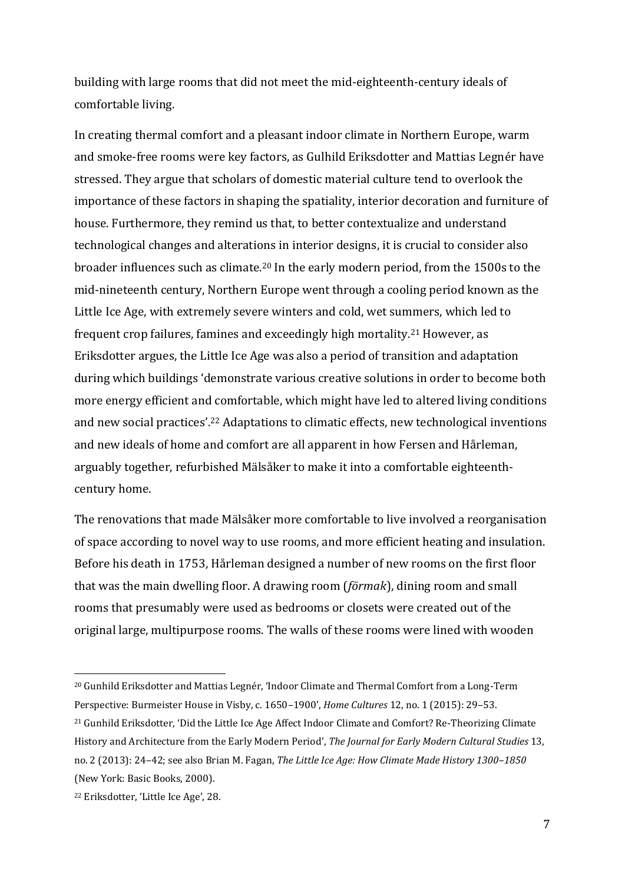building with large rooms that did not meet the mid-eighteenth-century ideals of comfortable living.

In creating thermal comfort and a pleasant indoor climate in Northern Europe, warm and smoke-free rooms were key factors, as Gulhild Eriksdotter and Mattias Legnér have stressed. They argue that scholars of domestic material culture tend to overlook the importance of these factors in shaping the spatiality, interior decoration and furniture of house. Furthermore, they remind us that, to better contextualize and understand technological changes and alterations in interior designs, it is crucial to consider also broader influences such as climate.[20] In the early modern period, from the 1500s to the mid-nineteenth century, Northern Europe went through a cooling period known as the Little Ice Age, with extremely severe winters and cold, wet summers, which led to frequent crop failures, famines and exceedingly high mortality.[21] However, as Eriksdotter argues, the Little Ice Age was also a period of transition and adaptation during which buildings 'demonstrate various creative solutions in order to become both more energy efficient and comfortable, which might have led to altered living conditions and new social practices'.[22] Adaptations to climatic effects, new technological inventions and new ideals of home and comfort are all apparent in how Fersen and Hårleman, arguably together, refurbished Mälsåker to make it into a comfortable eighteenth-century home.

The renovations that made Mälsåker more comfortable to live involved a reorganisation of space according to novel way to use rooms, and more efficient heating and insulation. Before his death in 1753, Hårleman designed a number of new rooms on the first floor that was the main dwelling floor. A drawing room (*förmak*), dining room and small rooms that presumably were used as bedrooms or closets were created out of the original large, multipurpose rooms. The walls of these rooms were lined with wooden

---

[20] Gunhild Eriksdotter and Mattias Legnér, 'Indoor Climate and Thermal Comfort from a Long-Term Perspective: Burmeister House in Visby, c. 1650–1900', *Home Cultures* 12, no. 1 (2015): 29–53.

[21] Gunhild Eriksdotter, 'Did the Little Ice Age Affect Indoor Climate and Comfort? Re-Theorizing Climate History and Architecture from the Early Modern Period', *The Journal for Early Modern Cultural Studies* 13, no. 2 (2013): 24–42; see also Brian M. Fagan, *The Little Ice Age: How Climate Made History 1300–1850* (New York: Basic Books, 2000).

[22] Eriksdotter, 'Little Ice Age', 28.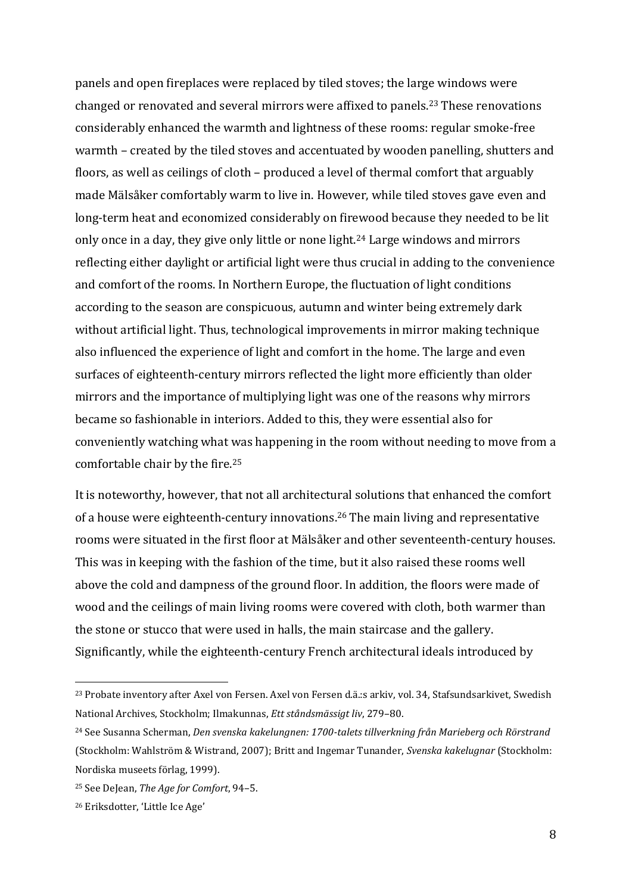panels and open fireplaces were replaced by tiled stoves; the large windows were changed or renovated and several mirrors were affixed to panels.[23] These renovations considerably enhanced the warmth and lightness of these rooms: regular smoke-free warmth – created by the tiled stoves and accentuated by wooden panelling, shutters and floors, as well as ceilings of cloth – produced a level of thermal comfort that arguably made Mälsåker comfortably warm to live in. However, while tiled stoves gave even and long-term heat and economized considerably on firewood because they needed to be lit only once in a day, they give only little or none light.[24] Large windows and mirrors reflecting either daylight or artificial light were thus crucial in adding to the convenience and comfort of the rooms. In Northern Europe, the fluctuation of light conditions according to the season are conspicuous, autumn and winter being extremely dark without artificial light. Thus, technological improvements in mirror making technique also influenced the experience of light and comfort in the home. The large and even surfaces of eighteenth-century mirrors reflected the light more efficiently than older mirrors and the importance of multiplying light was one of the reasons why mirrors became so fashionable in interiors. Added to this, they were essential also for conveniently watching what was happening in the room without needing to move from a comfortable chair by the fire.[25]

It is noteworthy, however, that not all architectural solutions that enhanced the comfort of a house were eighteenth-century innovations.[26] The main living and representative rooms were situated in the first floor at Mälsåker and other seventeenth-century houses. This was in keeping with the fashion of the time, but it also raised these rooms well above the cold and dampness of the ground floor. In addition, the floors were made of wood and the ceilings of main living rooms were covered with cloth, both warmer than the stone or stucco that were used in halls, the main staircase and the gallery. Significantly, while the eighteenth-century French architectural ideals introduced by

---

[23] Probate inventory after Axel von Fersen. Axel von Fersen d.ä.:s arkiv, vol. 34, Stafsundsarkivet, Swedish National Archives, Stockholm; Ilmakunnas, *Ett ståndsmässigt liv*, 279–80.

[24] See Susanna Scherman, *Den svenska kakelungnen: 1700-talets tillverkning från Marieberg och Rörstrand* (Stockholm: Wahlström & Wistrand, 2007); Britt and Ingemar Tunander, *Svenska kakelugnar* (Stockholm: Nordiska museets förlag, 1999).

[25] See DeJean, *The Age for Comfort*, 94–5.

[26] Eriksdotter, 'Little Ice Age'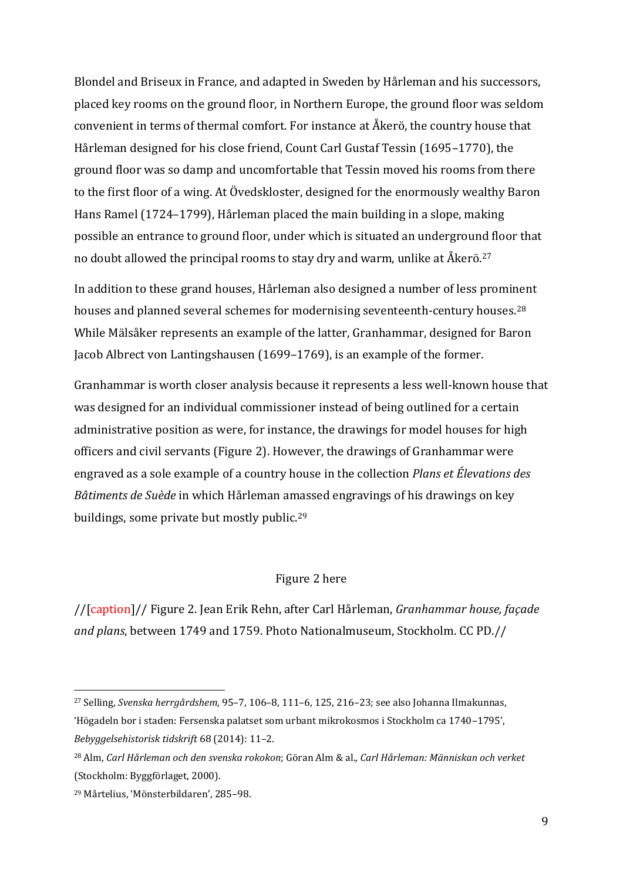Blondel and Briseux in France, and adapted in Sweden by Hårleman and his successors, placed key rooms on the ground floor, in Northern Europe, the ground floor was seldom convenient in terms of thermal comfort. For instance at Åkerö, the country house that Hårleman designed for his close friend, Count Carl Gustaf Tessin (1695–1770), the ground floor was so damp and uncomfortable that Tessin moved his rooms from there to the first floor of a wing. At Övedskloster, designed for the enormously wealthy Baron Hans Ramel (1724–1799), Hårleman placed the main building in a slope, making possible an entrance to ground floor, under which is situated an underground floor that no doubt allowed the principal rooms to stay dry and warm, unlike at Åkerö.[27]

In addition to these grand houses, Hårleman also designed a number of less prominent houses and planned several schemes for modernising seventeenth-century houses.[28] While Mälsåker represents an example of the latter, Granhammar, designed for Baron Jacob Albrect von Lantingshausen (1699–1769), is an example of the former.

Granhammar is worth closer analysis because it represents a less well-known house that was designed for an individual commissioner instead of being outlined for a certain administrative position as were, for instance, the drawings for model houses for high officers and civil servants (Figure 2). However, the drawings of Granhammar were engraved as a sole example of a country house in the collection *Plans et Élevations des Bâtiments de Suède* in which Hårleman amassed engravings of his drawings on key buildings, some private but mostly public.[29]

Figure 2 here

//[caption]// Figure 2. Jean Erik Rehn, after Carl Hårleman, *Granhammar house, façade and plans*, between 1749 and 1759. Photo Nationalmuseum, Stockholm. CC PD.//

---

[27] Selling, *Svenska herrgårdshem*, 95–7, 106–8, 111–6, 125, 216–23; see also Johanna Ilmakunnas, 'Högadeln bor i staden: Fersenska palatset som urbant mikrokosmos i Stockholm ca 1740–1795', *Bebyggelsehistorisk tidskrift* 68 (2014): 11–2.

[28] Alm, *Carl Hårleman och den svenska rokokon*; Göran Alm & al., *Carl Hårleman: Människan och verket* (Stockholm: Byggförlaget, 2000).

[29] Mårtelius, 'Mönsterbildaren', 285–98.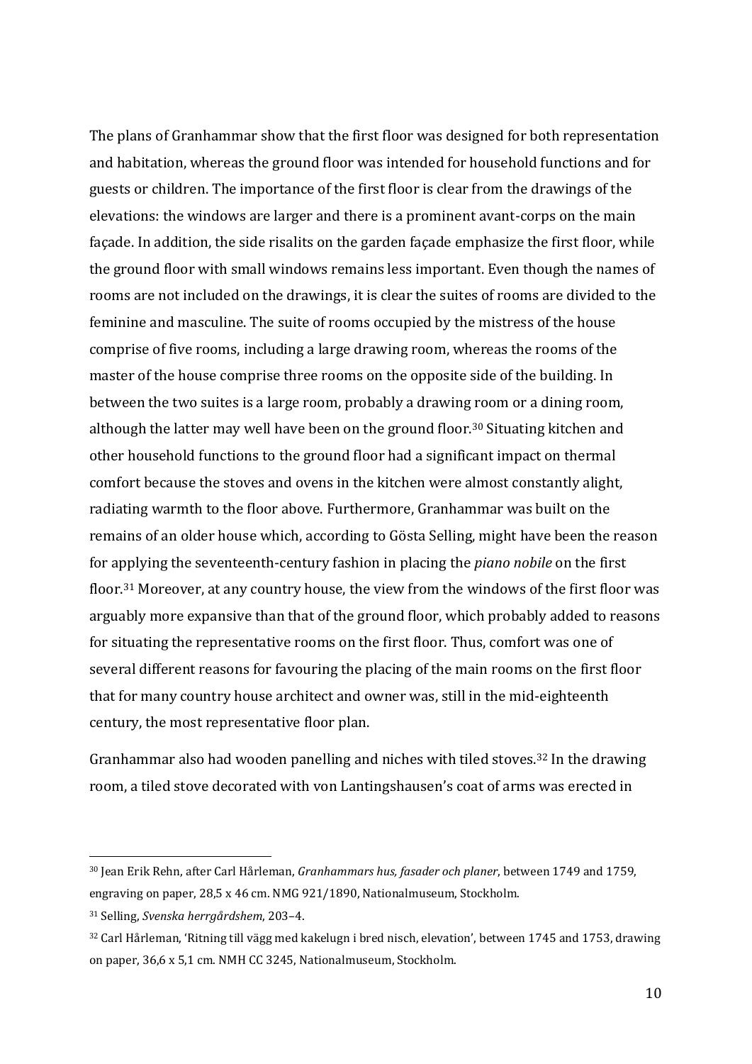The plans of Granhammar show that the first floor was designed for both representation and habitation, whereas the ground floor was intended for household functions and for guests or children. The importance of the first floor is clear from the drawings of the elevations: the windows are larger and there is a prominent avant-corps on the main façade. In addition, the side risalits on the garden façade emphasize the first floor, while the ground floor with small windows remains less important. Even though the names of rooms are not included on the drawings, it is clear the suites of rooms are divided to the feminine and masculine. The suite of rooms occupied by the mistress of the house comprise of five rooms, including a large drawing room, whereas the rooms of the master of the house comprise three rooms on the opposite side of the building. In between the two suites is a large room, probably a drawing room or a dining room, although the latter may well have been on the ground floor.[30] Situating kitchen and other household functions to the ground floor had a significant impact on thermal comfort because the stoves and ovens in the kitchen were almost constantly alight, radiating warmth to the floor above. Furthermore, Granhammar was built on the remains of an older house which, according to Gösta Selling, might have been the reason for applying the seventeenth-century fashion in placing the *piano nobile* on the first floor.[31] Moreover, at any country house, the view from the windows of the first floor was arguably more expansive than that of the ground floor, which probably added to reasons for situating the representative rooms on the first floor. Thus, comfort was one of several different reasons for favouring the placing of the main rooms on the first floor that for many country house architect and owner was, still in the mid-eighteenth century, the most representative floor plan.

Granhammar also had wooden panelling and niches with tiled stoves.[32] In the drawing room, a tiled stove decorated with von Lantingshausen's coat of arms was erected in

---

[30] Jean Erik Rehn, after Carl Hårleman, *Granhammars hus, fasader och planer*, between 1749 and 1759, engraving on paper, 28,5 x 46 cm. NMG 921/1890, Nationalmuseum, Stockholm.

[31] Selling, *Svenska herrgårdshem*, 203–4.

[32] Carl Hårleman, 'Ritning till vägg med kakelugn i bred nisch, elevation', between 1745 and 1753, drawing on paper, 36,6 x 5,1 cm. NMH CC 3245, Nationalmuseum, Stockholm.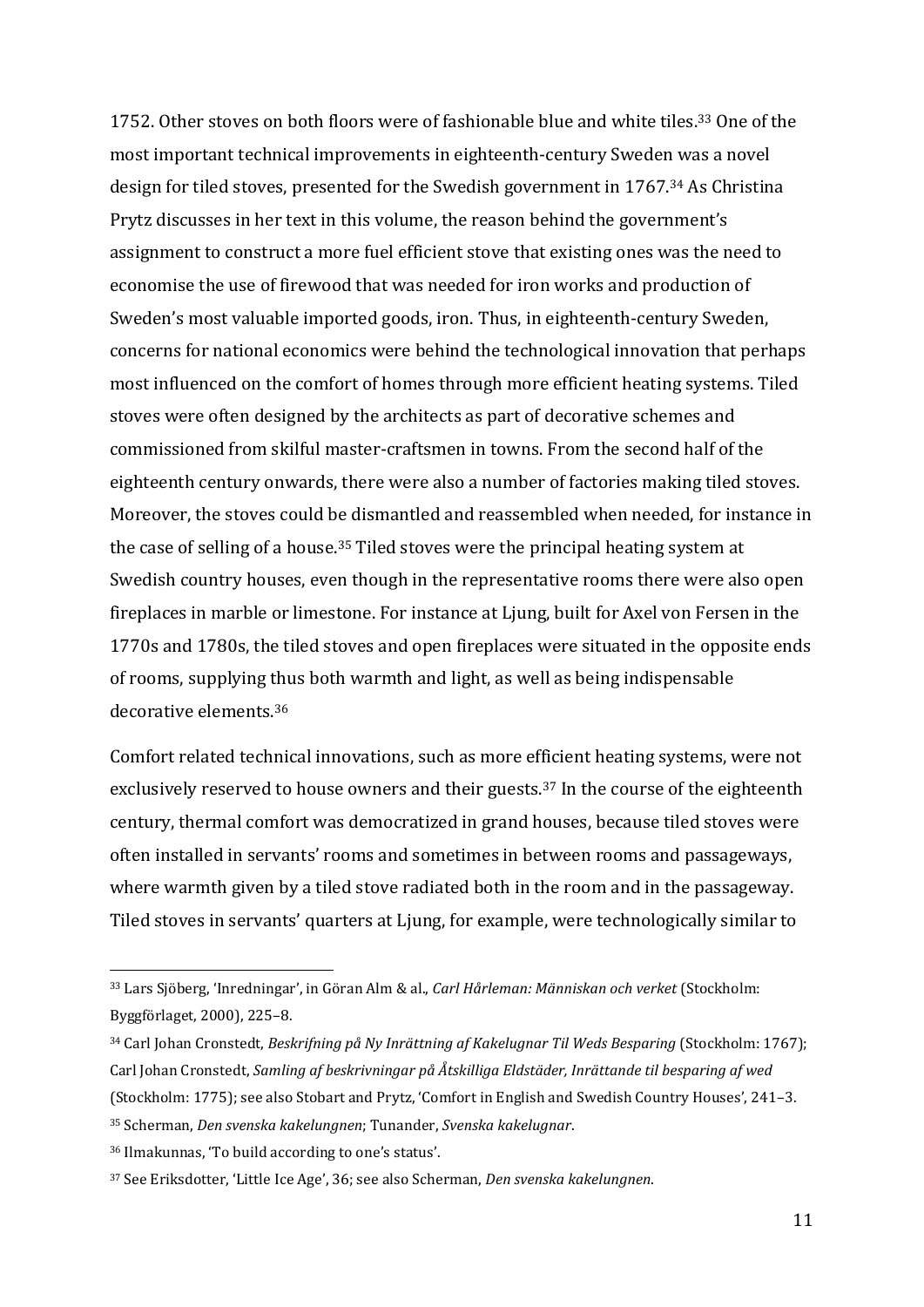1752. Other stoves on both floors were of fashionable blue and white tiles.[33] One of the most important technical improvements in eighteenth-century Sweden was a novel design for tiled stoves, presented for the Swedish government in 1767.[34] As Christina Prytz discusses in her text in this volume, the reason behind the government's assignment to construct a more fuel efficient stove that existing ones was the need to economise the use of firewood that was needed for iron works and production of Sweden's most valuable imported goods, iron. Thus, in eighteenth-century Sweden, concerns for national economics were behind the technological innovation that perhaps most influenced on the comfort of homes through more efficient heating systems. Tiled stoves were often designed by the architects as part of decorative schemes and commissioned from skilful master-craftsmen in towns. From the second half of the eighteenth century onwards, there were also a number of factories making tiled stoves. Moreover, the stoves could be dismantled and reassembled when needed, for instance in the case of selling of a house.[35] Tiled stoves were the principal heating system at Swedish country houses, even though in the representative rooms there were also open fireplaces in marble or limestone. For instance at Ljung, built for Axel von Fersen in the 1770s and 1780s, the tiled stoves and open fireplaces were situated in the opposite ends of rooms, supplying thus both warmth and light, as well as being indispensable decorative elements.[36]

Comfort related technical innovations, such as more efficient heating systems, were not exclusively reserved to house owners and their guests.[37] In the course of the eighteenth century, thermal comfort was democratized in grand houses, because tiled stoves were often installed in servants' rooms and sometimes in between rooms and passageways, where warmth given by a tiled stove radiated both in the room and in the passageway. Tiled stoves in servants' quarters at Ljung, for example, were technologically similar to

---

[33] Lars Sjöberg, 'Inredningar', in Göran Alm & al., *Carl Hårleman: Människan och verket* (Stockholm: Byggförlaget, 2000), 225–8.

[34] Carl Johan Cronstedt, *Beskrifning på Ny Inrättning af Kakelugnar Til Weds Besparing* (Stockholm: 1767); Carl Johan Cronstedt, *Samling af beskrivningar på Åtskilliga Eldstäder, Inrättande til besparing af wed* (Stockholm: 1775); see also Stobart and Prytz, 'Comfort in English and Swedish Country Houses', 241–3.

[35] Scherman, *Den svenska kakelungnen*; Tunander, *Svenska kakelugnar*.

[36] Ilmakunnas, 'To build according to one's status'.

[37] See Eriksdotter, 'Little Ice Age', 36; see also Scherman, *Den svenska kakelungnen*.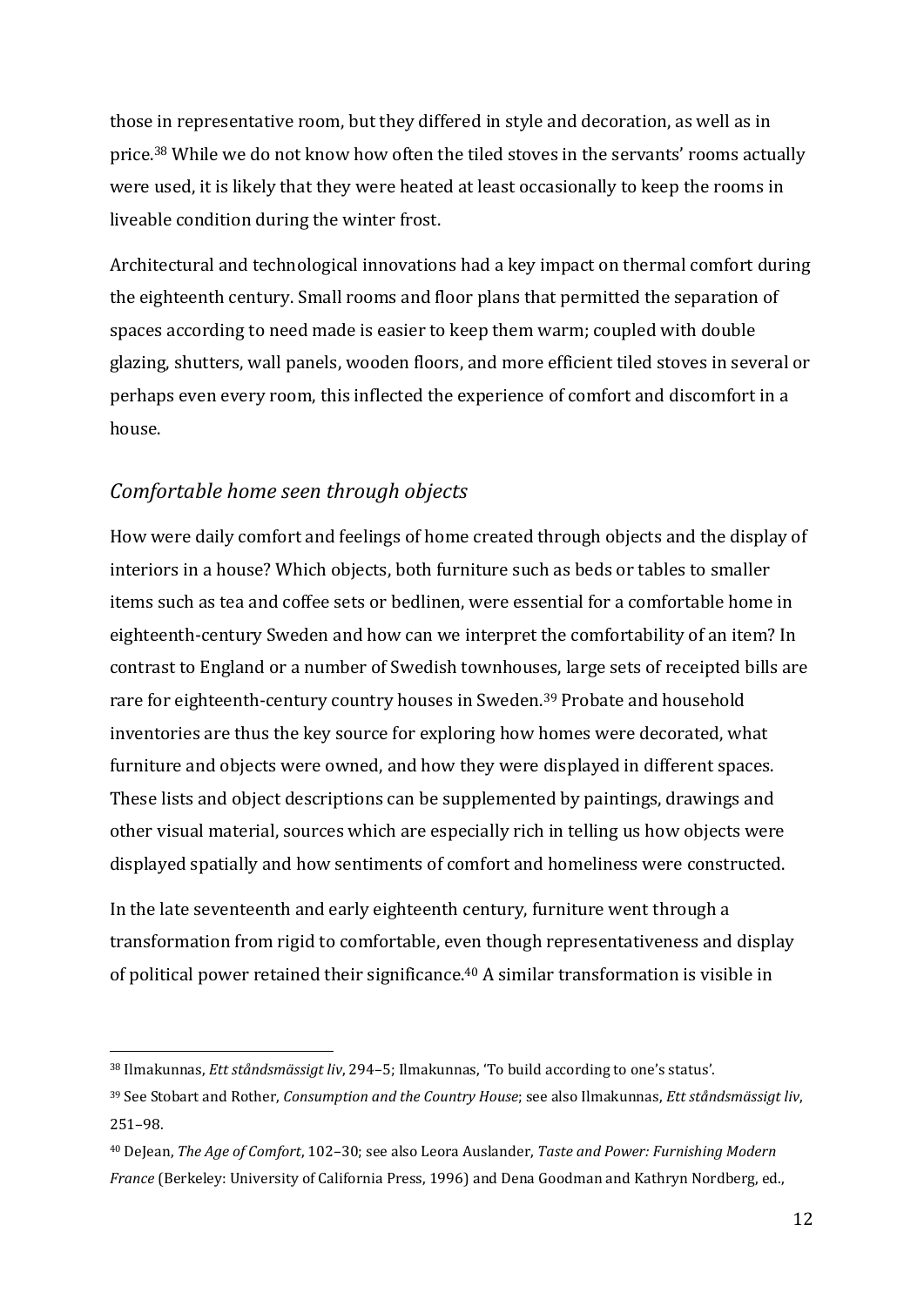those in representative room, but they differed in style and decoration, as well as in price.[38] While we do not know how often the tiled stoves in the servants' rooms actually were used, it is likely that they were heated at least occasionally to keep the rooms in liveable condition during the winter frost.

Architectural and technological innovations had a key impact on thermal comfort during the eighteenth century. Small rooms and floor plans that permitted the separation of spaces according to need made is easier to keep them warm; coupled with double glazing, shutters, wall panels, wooden floors, and more efficient tiled stoves in several or perhaps even every room, this inflected the experience of comfort and discomfort in a house.

## *Comfortable home seen through objects*

How were daily comfort and feelings of home created through objects and the display of interiors in a house? Which objects, both furniture such as beds or tables to smaller items such as tea and coffee sets or bedlinen, were essential for a comfortable home in eighteenth-century Sweden and how can we interpret the comfortability of an item? In contrast to England or a number of Swedish townhouses, large sets of receipted bills are rare for eighteenth-century country houses in Sweden.[39] Probate and household inventories are thus the key source for exploring how homes were decorated, what furniture and objects were owned, and how they were displayed in different spaces. These lists and object descriptions can be supplemented by paintings, drawings and other visual material, sources which are especially rich in telling us how objects were displayed spatially and how sentiments of comfort and homeliness were constructed.

In the late seventeenth and early eighteenth century, furniture went through a transformation from rigid to comfortable, even though representativeness and display of political power retained their significance.[40] A similar transformation is visible in

---

[38] Ilmakunnas, *Ett ståndsmässigt liv*, 294–5; Ilmakunnas, 'To build according to one's status'.

[39] See Stobart and Rother, *Consumption and the Country House*; see also Ilmakunnas, *Ett ståndsmässigt liv*, 251–98.

[40] DeJean, *The Age of Comfort*, 102–30; see also Leora Auslander, *Taste and Power: Furnishing Modern France* (Berkeley: University of California Press, 1996) and Dena Goodman and Kathryn Nordberg, ed.,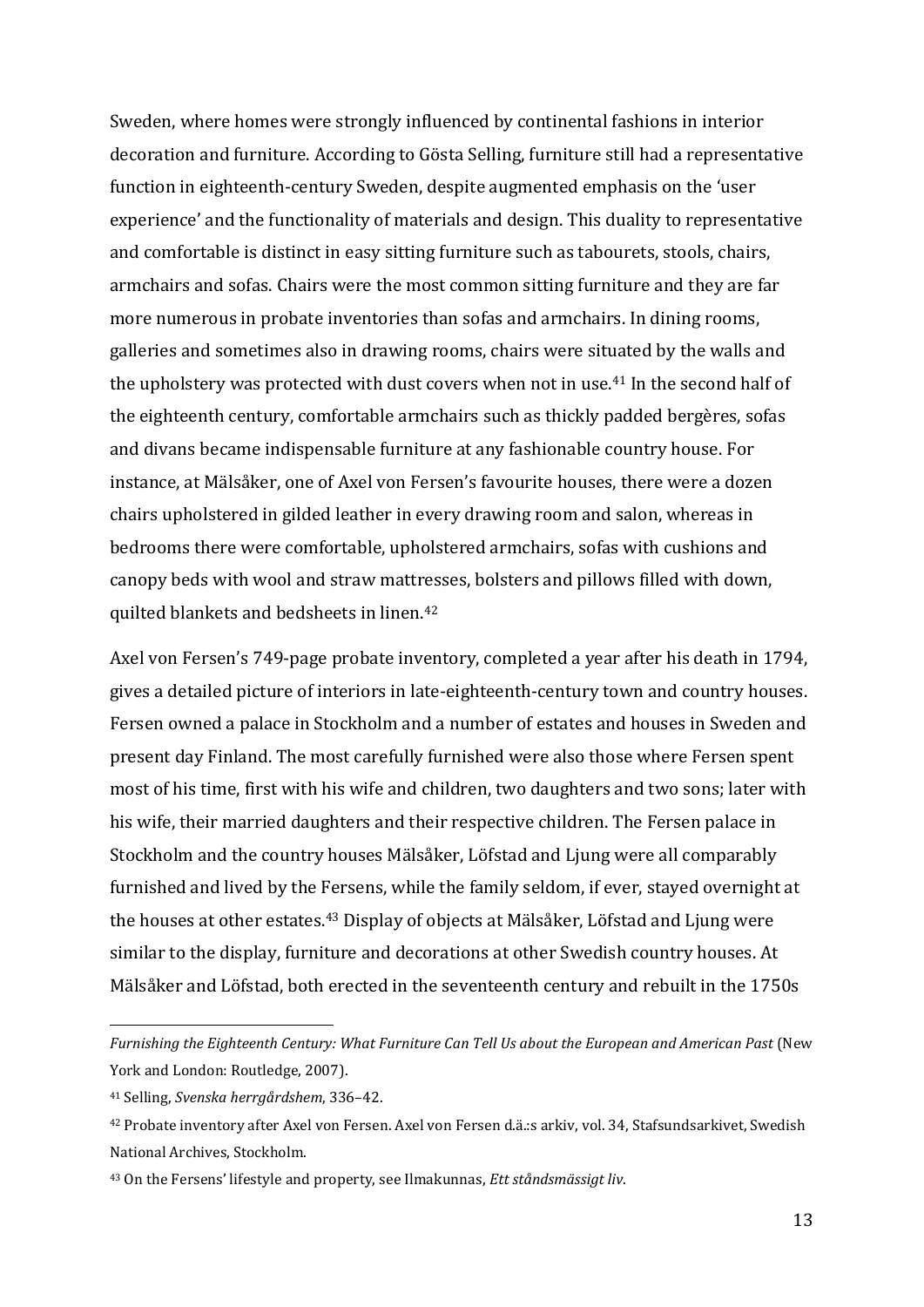Sweden, where homes were strongly influenced by continental fashions in interior decoration and furniture. According to Gösta Selling, furniture still had a representative function in eighteenth-century Sweden, despite augmented emphasis on the 'user experience' and the functionality of materials and design. This duality to representative and comfortable is distinct in easy sitting furniture such as tabourets, stools, chairs, armchairs and sofas. Chairs were the most common sitting furniture and they are far more numerous in probate inventories than sofas and armchairs. In dining rooms, galleries and sometimes also in drawing rooms, chairs were situated by the walls and the upholstery was protected with dust covers when not in use.[41] In the second half of the eighteenth century, comfortable armchairs such as thickly padded bergères, sofas and divans became indispensable furniture at any fashionable country house. For instance, at Mälsåker, one of Axel von Fersen's favourite houses, there were a dozen chairs upholstered in gilded leather in every drawing room and salon, whereas in bedrooms there were comfortable, upholstered armchairs, sofas with cushions and canopy beds with wool and straw mattresses, bolsters and pillows filled with down, quilted blankets and bedsheets in linen.[42]

Axel von Fersen's 749-page probate inventory, completed a year after his death in 1794, gives a detailed picture of interiors in late-eighteenth-century town and country houses. Fersen owned a palace in Stockholm and a number of estates and houses in Sweden and present day Finland. The most carefully furnished were also those where Fersen spent most of his time, first with his wife and children, two daughters and two sons; later with his wife, their married daughters and their respective children. The Fersen palace in Stockholm and the country houses Mälsåker, Löfstad and Ljung were all comparably furnished and lived by the Fersens, while the family seldom, if ever, stayed overnight at the houses at other estates.[43] Display of objects at Mälsåker, Löfstad and Ljung were similar to the display, furniture and decorations at other Swedish country houses. At Mälsåker and Löfstad, both erected in the seventeenth century and rebuilt in the 1750s

---

*Furnishing the Eighteenth Century: What Furniture Can Tell Us about the European and American Past* (New York and London: Routledge, 2007).

[41] Selling, *Svenska herrgårdshem*, 336–42.

[42] Probate inventory after Axel von Fersen. Axel von Fersen d.ä.:s arkiv, vol. 34, Stafsundsarkivet, Swedish National Archives, Stockholm.

[43] On the Fersens' lifestyle and property, see Ilmakunnas, *Ett ståndsmässigt liv*.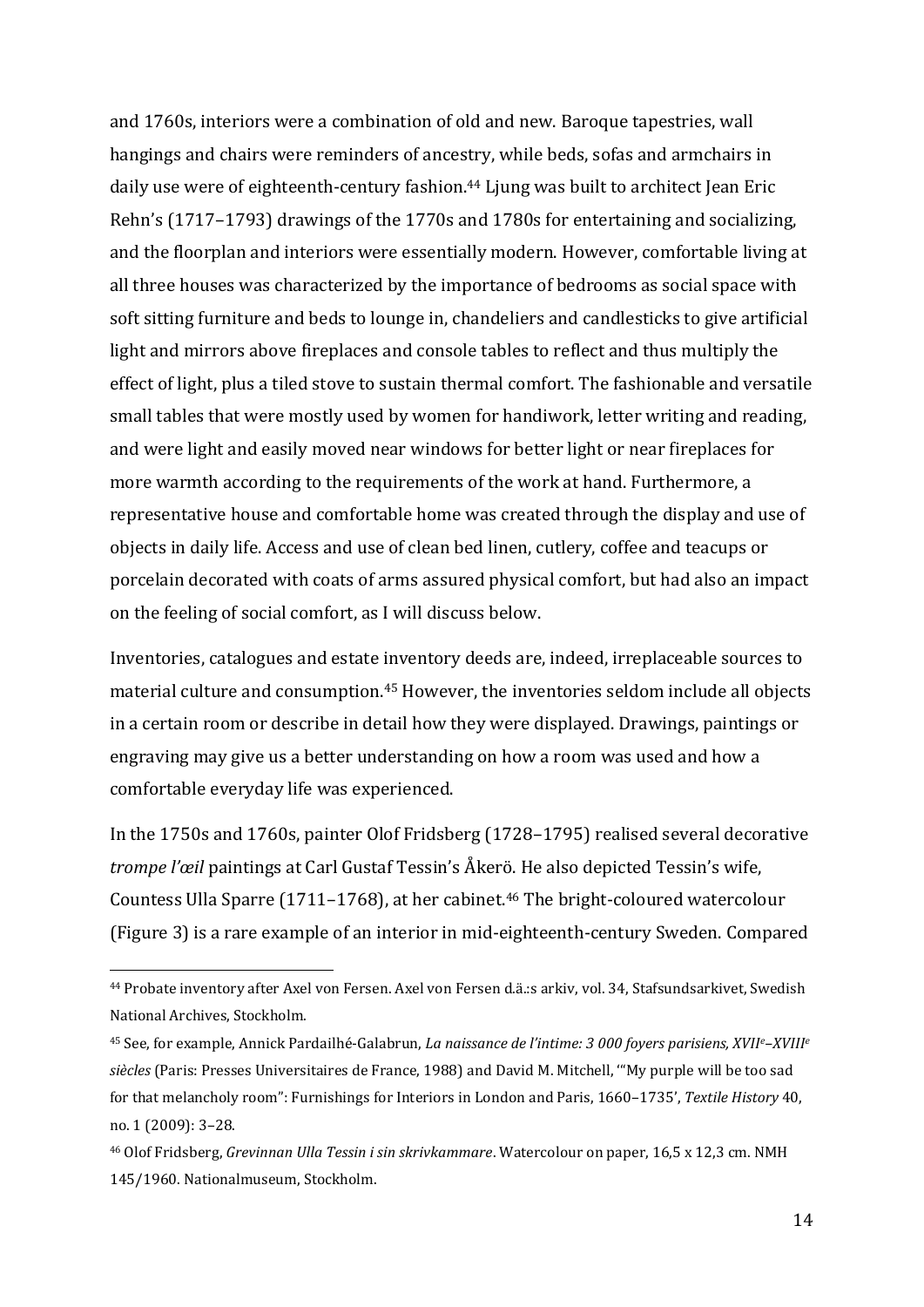and 1760s, interiors were a combination of old and new. Baroque tapestries, wall hangings and chairs were reminders of ancestry, while beds, sofas and armchairs in daily use were of eighteenth-century fashion.[44] Ljung was built to architect Jean Eric Rehn's (1717–1793) drawings of the 1770s and 1780s for entertaining and socializing, and the floorplan and interiors were essentially modern. However, comfortable living at all three houses was characterized by the importance of bedrooms as social space with soft sitting furniture and beds to lounge in, chandeliers and candlesticks to give artificial light and mirrors above fireplaces and console tables to reflect and thus multiply the effect of light, plus a tiled stove to sustain thermal comfort. The fashionable and versatile small tables that were mostly used by women for handiwork, letter writing and reading, and were light and easily moved near windows for better light or near fireplaces for more warmth according to the requirements of the work at hand. Furthermore, a representative house and comfortable home was created through the display and use of objects in daily life. Access and use of clean bed linen, cutlery, coffee and teacups or porcelain decorated with coats of arms assured physical comfort, but had also an impact on the feeling of social comfort, as I will discuss below.

Inventories, catalogues and estate inventory deeds are, indeed, irreplaceable sources to material culture and consumption.[45] However, the inventories seldom include all objects in a certain room or describe in detail how they were displayed. Drawings, paintings or engraving may give us a better understanding on how a room was used and how a comfortable everyday life was experienced.

In the 1750s and 1760s, painter Olof Fridsberg (1728–1795) realised several decorative *trompe l'œil* paintings at Carl Gustaf Tessin's Åkerö. He also depicted Tessin's wife, Countess Ulla Sparre (1711–1768), at her cabinet.[46] The bright-coloured watercolour (Figure 3) is a rare example of an interior in mid-eighteenth-century Sweden. Compared

---

[44] Probate inventory after Axel von Fersen. Axel von Fersen d.ä.:s arkiv, vol. 34, Stafsundsarkivet, Swedish National Archives, Stockholm.

[45] See, for example, Annick Pardailhé-Galabrun, *La naissance de l'intime: 3 000 foyers parisiens, XVII^e–XVIII^e siècles* (Paris: Presses Universitaires de France, 1988) and David M. Mitchell, '"My purple will be too sad for that melancholy room": Furnishings for Interiors in London and Paris, 1660–1735', *Textile History* 40, no. 1 (2009): 3–28.

[46] Olof Fridsberg, *Grevinnan Ulla Tessin i sin skrivkammare*. Watercolour on paper, 16,5 x 12,3 cm. NMH 145/1960. Nationalmuseum, Stockholm.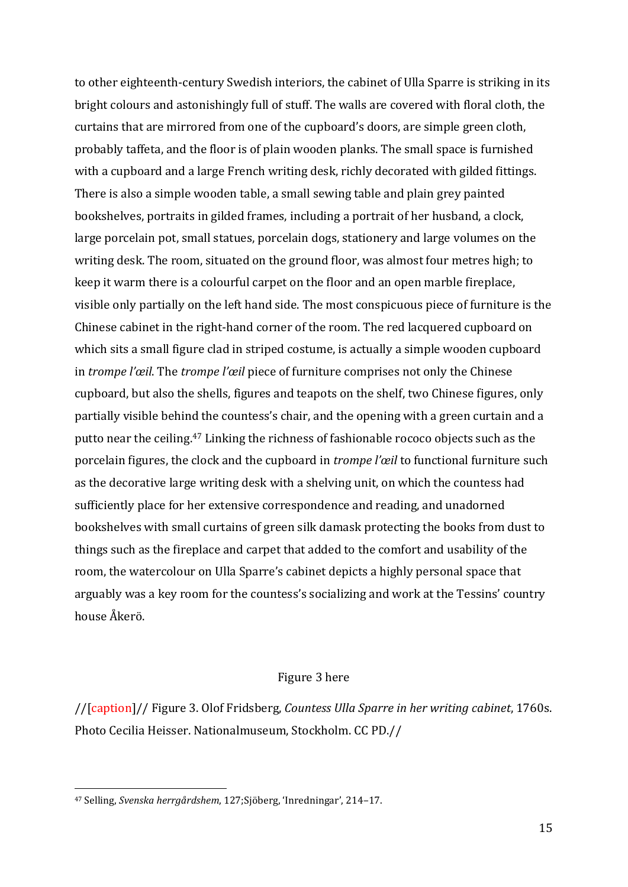to other eighteenth-century Swedish interiors, the cabinet of Ulla Sparre is striking in its bright colours and astonishingly full of stuff. The walls are covered with floral cloth, the curtains that are mirrored from one of the cupboard's doors, are simple green cloth, probably taffeta, and the floor is of plain wooden planks. The small space is furnished with a cupboard and a large French writing desk, richly decorated with gilded fittings. There is also a simple wooden table, a small sewing table and plain grey painted bookshelves, portraits in gilded frames, including a portrait of her husband, a clock, large porcelain pot, small statues, porcelain dogs, stationery and large volumes on the writing desk. The room, situated on the ground floor, was almost four metres high; to keep it warm there is a colourful carpet on the floor and an open marble fireplace, visible only partially on the left hand side. The most conspicuous piece of furniture is the Chinese cabinet in the right-hand corner of the room. The red lacquered cupboard on which sits a small figure clad in striped costume, is actually a simple wooden cupboard in *trompe l'œil*. The *trompe l'œil* piece of furniture comprises not only the Chinese cupboard, but also the shells, figures and teapots on the shelf, two Chinese figures, only partially visible behind the countess's chair, and the opening with a green curtain and a putto near the ceiling.[47] Linking the richness of fashionable rococo objects such as the porcelain figures, the clock and the cupboard in *trompe l'œil* to functional furniture such as the decorative large writing desk with a shelving unit, on which the countess had sufficiently place for her extensive correspondence and reading, and unadorned bookshelves with small curtains of green silk damask protecting the books from dust to things such as the fireplace and carpet that added to the comfort and usability of the room, the watercolour on Ulla Sparre's cabinet depicts a highly personal space that arguably was a key room for the countess's socializing and work at the Tessins' country house Åkerö.

Figure 3 here

//[caption]// Figure 3. Olof Fridsberg, *Countess Ulla Sparre in her writing cabinet*, 1760s. Photo Cecilia Heisser. Nationalmuseum, Stockholm. CC PD.//

---

[47] Selling, *Svenska herrgårdshem*, 127;Sjöberg, 'Inredningar', 214–17.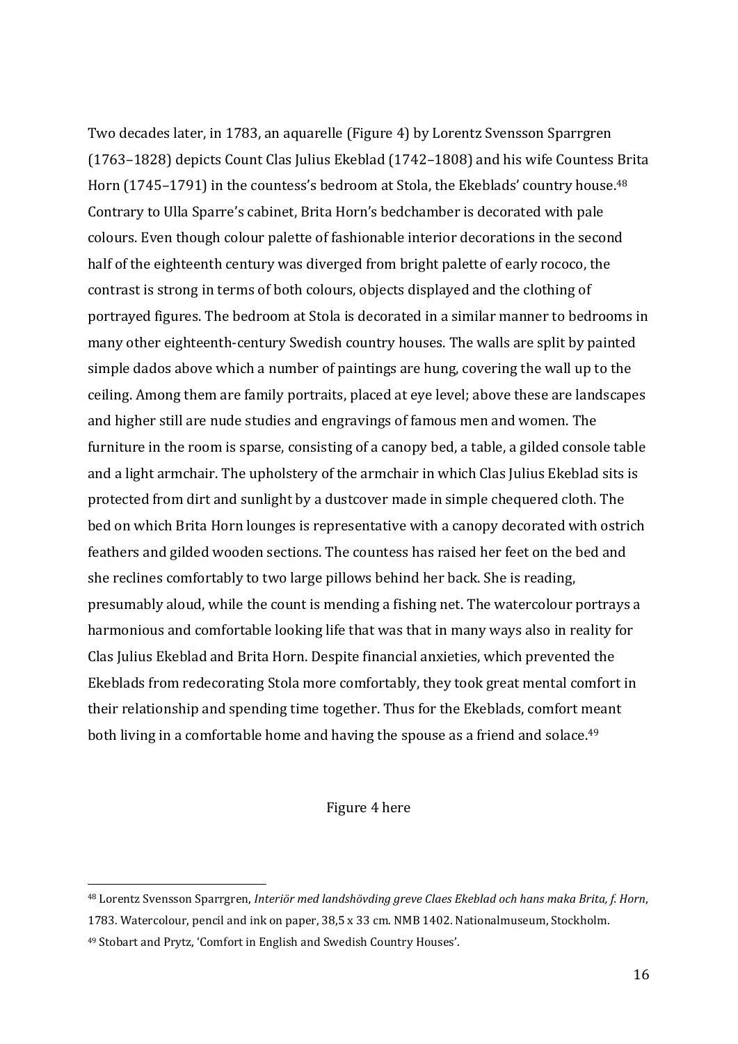Two decades later, in 1783, an aquarelle (Figure 4) by Lorentz Svensson Sparrgren (1763–1828) depicts Count Clas Julius Ekeblad (1742–1808) and his wife Countess Brita Horn (1745–1791) in the countess's bedroom at Stola, the Ekeblads' country house.[48] Contrary to Ulla Sparre's cabinet, Brita Horn's bedchamber is decorated with pale colours. Even though colour palette of fashionable interior decorations in the second half of the eighteenth century was diverged from bright palette of early rococo, the contrast is strong in terms of both colours, objects displayed and the clothing of portrayed figures. The bedroom at Stola is decorated in a similar manner to bedrooms in many other eighteenth-century Swedish country houses. The walls are split by painted simple dados above which a number of paintings are hung, covering the wall up to the ceiling. Among them are family portraits, placed at eye level; above these are landscapes and higher still are nude studies and engravings of famous men and women. The furniture in the room is sparse, consisting of a canopy bed, a table, a gilded console table and a light armchair. The upholstery of the armchair in which Clas Julius Ekeblad sits is protected from dirt and sunlight by a dustcover made in simple chequered cloth. The bed on which Brita Horn lounges is representative with a canopy decorated with ostrich feathers and gilded wooden sections. The countess has raised her feet on the bed and she reclines comfortably to two large pillows behind her back. She is reading, presumably aloud, while the count is mending a fishing net. The watercolour portrays a harmonious and comfortable looking life that was that in many ways also in reality for Clas Julius Ekeblad and Brita Horn. Despite financial anxieties, which prevented the Ekeblads from redecorating Stola more comfortably, they took great mental comfort in their relationship and spending time together. Thus for the Ekeblads, comfort meant both living in a comfortable home and having the spouse as a friend and solace.[49]

Figure 4 here

---

[48] Lorentz Svensson Sparrgren, *Interiör med landshövding greve Claes Ekeblad och hans maka Brita, f. Horn*, 1783. Watercolour, pencil and ink on paper, 38,5 x 33 cm. NMB 1402. Nationalmuseum, Stockholm.

[49] Stobart and Prytz, 'Comfort in English and Swedish Country Houses'.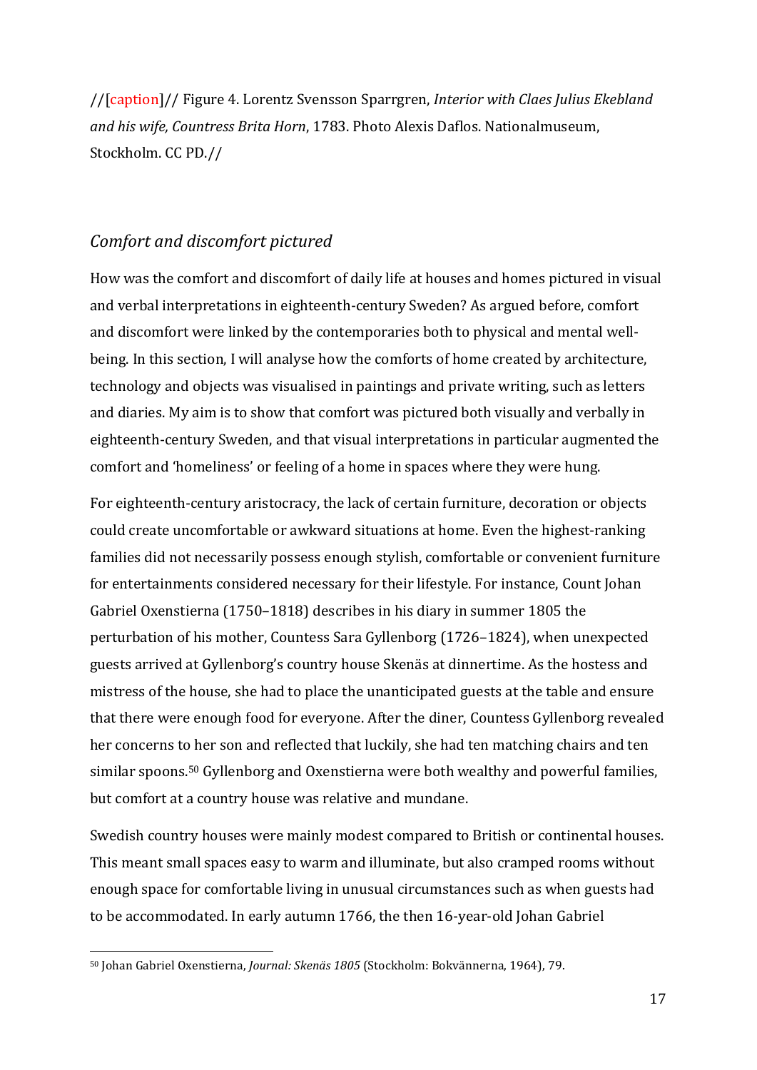//[caption]// Figure 4. Lorentz Svensson Sparrgren, *Interior with Claes Julius Ekebland and his wife, Countress Brita Horn*, 1783. Photo Alexis Daflos. Nationalmuseum, Stockholm. CC PD.//

## *Comfort and discomfort pictured*

How was the comfort and discomfort of daily life at houses and homes pictured in visual and verbal interpretations in eighteenth-century Sweden? As argued before, comfort and discomfort were linked by the contemporaries both to physical and mental well-being. In this section, I will analyse how the comforts of home created by architecture, technology and objects was visualised in paintings and private writing, such as letters and diaries. My aim is to show that comfort was pictured both visually and verbally in eighteenth-century Sweden, and that visual interpretations in particular augmented the comfort and 'homeliness' or feeling of a home in spaces where they were hung.

For eighteenth-century aristocracy, the lack of certain furniture, decoration or objects could create uncomfortable or awkward situations at home. Even the highest-ranking families did not necessarily possess enough stylish, comfortable or convenient furniture for entertainments considered necessary for their lifestyle. For instance, Count Johan Gabriel Oxenstierna (1750–1818) describes in his diary in summer 1805 the perturbation of his mother, Countess Sara Gyllenborg (1726–1824), when unexpected guests arrived at Gyllenborg's country house Skenäs at dinnertime. As the hostess and mistress of the house, she had to place the unanticipated guests at the table and ensure that there were enough food for everyone. After the diner, Countess Gyllenborg revealed her concerns to her son and reflected that luckily, she had ten matching chairs and ten similar spoons.[50] Gyllenborg and Oxenstierna were both wealthy and powerful families, but comfort at a country house was relative and mundane.

Swedish country houses were mainly modest compared to British or continental houses. This meant small spaces easy to warm and illuminate, but also cramped rooms without enough space for comfortable living in unusual circumstances such as when guests had to be accommodated. In early autumn 1766, the then 16-year-old Johan Gabriel

[50] Johan Gabriel Oxenstierna, *Journal: Skenäs 1805* (Stockholm: Bokvännerna, 1964), 79.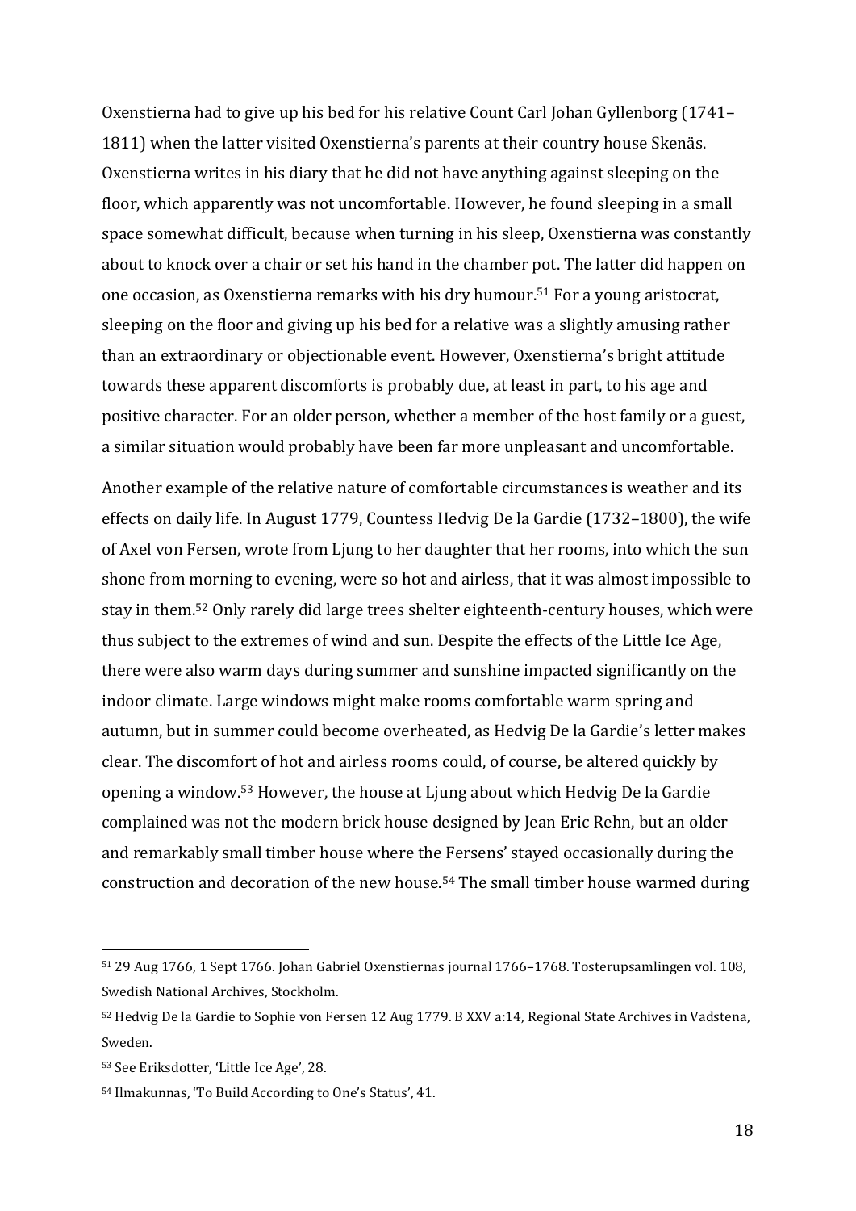Oxenstierna had to give up his bed for his relative Count Carl Johan Gyllenborg (1741–1811) when the latter visited Oxenstierna's parents at their country house Skenäs. Oxenstierna writes in his diary that he did not have anything against sleeping on the floor, which apparently was not uncomfortable. However, he found sleeping in a small space somewhat difficult, because when turning in his sleep, Oxenstierna was constantly about to knock over a chair or set his hand in the chamber pot. The latter did happen on one occasion, as Oxenstierna remarks with his dry humour.[51] For a young aristocrat, sleeping on the floor and giving up his bed for a relative was a slightly amusing rather than an extraordinary or objectionable event. However, Oxenstierna's bright attitude towards these apparent discomforts is probably due, at least in part, to his age and positive character. For an older person, whether a member of the host family or a guest, a similar situation would probably have been far more unpleasant and uncomfortable.

Another example of the relative nature of comfortable circumstances is weather and its effects on daily life. In August 1779, Countess Hedvig De la Gardie (1732–1800), the wife of Axel von Fersen, wrote from Ljung to her daughter that her rooms, into which the sun shone from morning to evening, were so hot and airless, that it was almost impossible to stay in them.[52] Only rarely did large trees shelter eighteenth-century houses, which were thus subject to the extremes of wind and sun. Despite the effects of the Little Ice Age, there were also warm days during summer and sunshine impacted significantly on the indoor climate. Large windows might make rooms comfortable warm spring and autumn, but in summer could become overheated, as Hedvig De la Gardie's letter makes clear. The discomfort of hot and airless rooms could, of course, be altered quickly by opening a window.[53] However, the house at Ljung about which Hedvig De la Gardie complained was not the modern brick house designed by Jean Eric Rehn, but an older and remarkably small timber house where the Fersens' stayed occasionally during the construction and decoration of the new house.[54] The small timber house warmed during

---

[51] 29 Aug 1766, 1 Sept 1766. Johan Gabriel Oxenstiernas journal 1766–1768. Tosterupsamlingen vol. 108, Swedish National Archives, Stockholm.

[52] Hedvig De la Gardie to Sophie von Fersen 12 Aug 1779. B XXV a:14, Regional State Archives in Vadstena, Sweden.

[53] See Eriksdotter, 'Little Ice Age', 28.

[54] Ilmakunnas, 'To Build According to One's Status', 41.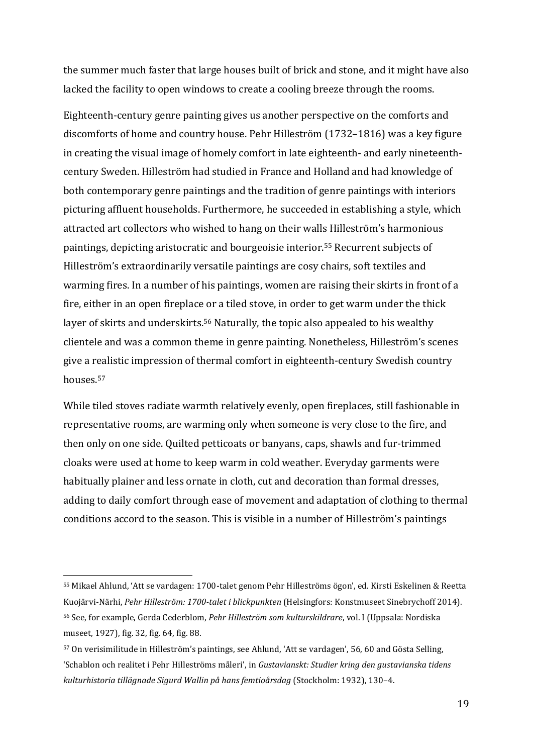the summer much faster that large houses built of brick and stone, and it might have also lacked the facility to open windows to create a cooling breeze through the rooms.

Eighteenth-century genre painting gives us another perspective on the comforts and discomforts of home and country house. Pehr Hilleström (1732–1816) was a key figure in creating the visual image of homely comfort in late eighteenth- and early nineteenth-century Sweden. Hilleström had studied in France and Holland and had knowledge of both contemporary genre paintings and the tradition of genre paintings with interiors picturing affluent households. Furthermore, he succeeded in establishing a style, which attracted art collectors who wished to hang on their walls Hilleström's harmonious paintings, depicting aristocratic and bourgeoisie interior.[55] Recurrent subjects of Hilleström's extraordinarily versatile paintings are cosy chairs, soft textiles and warming fires. In a number of his paintings, women are raising their skirts in front of a fire, either in an open fireplace or a tiled stove, in order to get warm under the thick layer of skirts and underskirts.[56] Naturally, the topic also appealed to his wealthy clientele and was a common theme in genre painting. Nonetheless, Hilleström's scenes give a realistic impression of thermal comfort in eighteenth-century Swedish country houses.[57]

While tiled stoves radiate warmth relatively evenly, open fireplaces, still fashionable in representative rooms, are warming only when someone is very close to the fire, and then only on one side. Quilted petticoats or banyans, caps, shawls and fur-trimmed cloaks were used at home to keep warm in cold weather. Everyday garments were habitually plainer and less ornate in cloth, cut and decoration than formal dresses, adding to daily comfort through ease of movement and adaptation of clothing to thermal conditions accord to the season. This is visible in a number of Hilleström's paintings

---

[55] Mikael Ahlund, 'Att se vardagen: 1700-talet genom Pehr Hilleströms ögon', ed. Kirsti Eskelinen & Reetta Kuojärvi-Närhi, *Pehr Hilleström: 1700-talet i blickpunkten* (Helsingfors: Konstmuseet Sinebrychoff 2014).

[56] See, for example, Gerda Cederblom, *Pehr Hilleström som kulturskildrare*, vol. I (Uppsala: Nordiska museet, 1927), fig. 32, fig. 64, fig. 88.

[57] On verisimilitude in Hilleström's paintings, see Ahlund, 'Att se vardagen', 56, 60 and Gösta Selling, 'Schablon och realitet i Pehr Hilleströms måleri', in *Gustavianskt: Studier kring den gustavianska tidens kulturhistoria tillägnade Sigurd Wallin på hans femtioårsdag* (Stockholm: 1932), 130–4.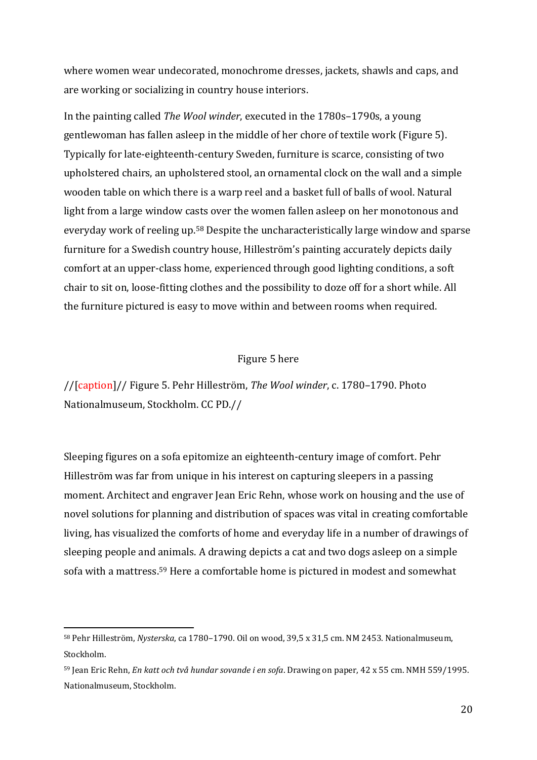where women wear undecorated, monochrome dresses, jackets, shawls and caps, and are working or socializing in country house interiors.

In the painting called *The Wool winder*, executed in the 1780s–1790s, a young gentlewoman has fallen asleep in the middle of her chore of textile work (Figure 5). Typically for late-eighteenth-century Sweden, furniture is scarce, consisting of two upholstered chairs, an upholstered stool, an ornamental clock on the wall and a simple wooden table on which there is a warp reel and a basket full of balls of wool. Natural light from a large window casts over the women fallen asleep on her monotonous and everyday work of reeling up.[58] Despite the uncharacteristically large window and sparse furniture for a Swedish country house, Hilleström's painting accurately depicts daily comfort at an upper-class home, experienced through good lighting conditions, a soft chair to sit on, loose-fitting clothes and the possibility to doze off for a short while. All the furniture pictured is easy to move within and between rooms when required.

Figure 5 here

//[caption]// Figure 5. Pehr Hilleström, *The Wool winder*, c. 1780–1790. Photo Nationalmuseum, Stockholm. CC PD.//

Sleeping figures on a sofa epitomize an eighteenth-century image of comfort. Pehr Hilleström was far from unique in his interest on capturing sleepers in a passing moment. Architect and engraver Jean Eric Rehn, whose work on housing and the use of novel solutions for planning and distribution of spaces was vital in creating comfortable living, has visualized the comforts of home and everyday life in a number of drawings of sleeping people and animals. A drawing depicts a cat and two dogs asleep on a simple sofa with a mattress.[59] Here a comfortable home is pictured in modest and somewhat

---

[58] Pehr Hilleström, *Nysterska*, ca 1780–1790. Oil on wood, 39,5 x 31,5 cm. NM 2453. Nationalmuseum, Stockholm.

[59] Jean Eric Rehn, *En katt och två hundar sovande i en sofa*. Drawing on paper, 42 x 55 cm. NMH 559/1995. Nationalmuseum, Stockholm.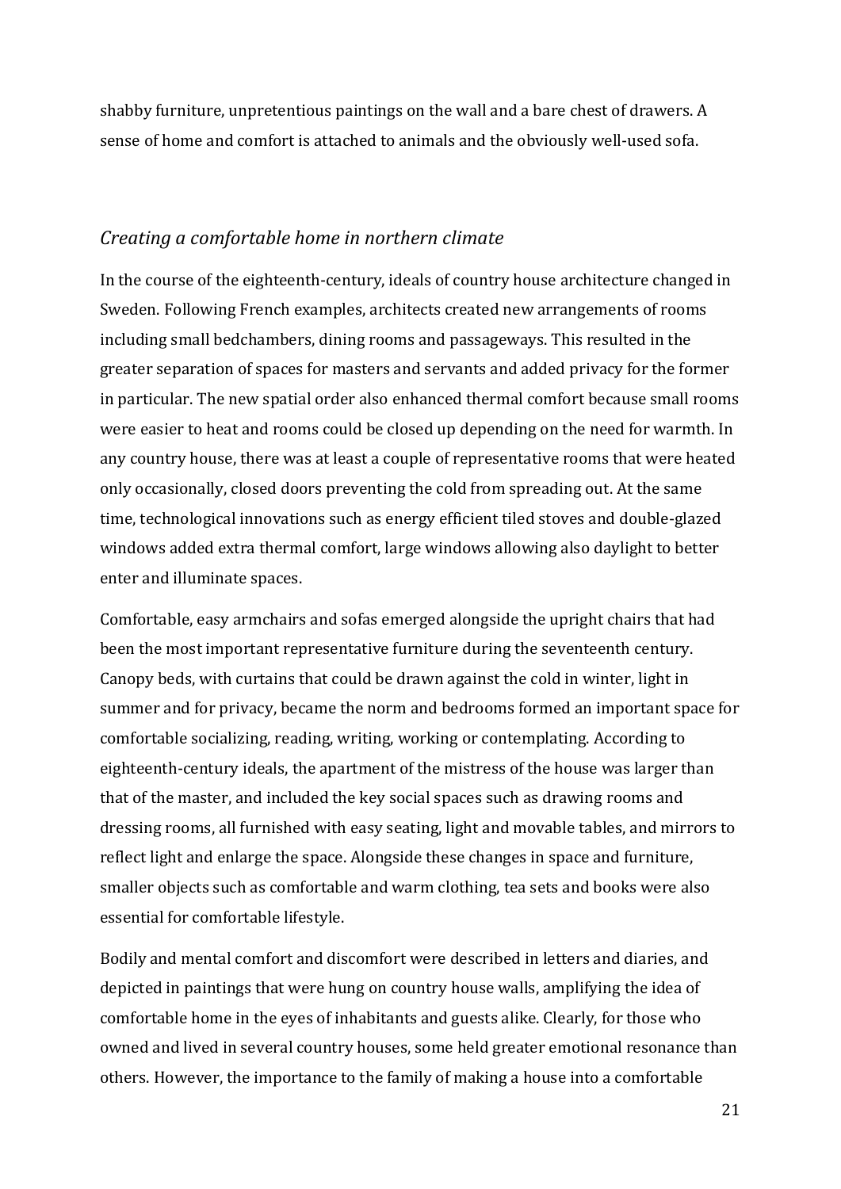shabby furniture, unpretentious paintings on the wall and a bare chest of drawers. A sense of home and comfort is attached to animals and the obviously well-used sofa.

## *Creating a comfortable home in northern climate*

In the course of the eighteenth-century, ideals of country house architecture changed in Sweden. Following French examples, architects created new arrangements of rooms including small bedchambers, dining rooms and passageways. This resulted in the greater separation of spaces for masters and servants and added privacy for the former in particular. The new spatial order also enhanced thermal comfort because small rooms were easier to heat and rooms could be closed up depending on the need for warmth. In any country house, there was at least a couple of representative rooms that were heated only occasionally, closed doors preventing the cold from spreading out. At the same time, technological innovations such as energy efficient tiled stoves and double-glazed windows added extra thermal comfort, large windows allowing also daylight to better enter and illuminate spaces.

Comfortable, easy armchairs and sofas emerged alongside the upright chairs that had been the most important representative furniture during the seventeenth century. Canopy beds, with curtains that could be drawn against the cold in winter, light in summer and for privacy, became the norm and bedrooms formed an important space for comfortable socializing, reading, writing, working or contemplating. According to eighteenth-century ideals, the apartment of the mistress of the house was larger than that of the master, and included the key social spaces such as drawing rooms and dressing rooms, all furnished with easy seating, light and movable tables, and mirrors to reflect light and enlarge the space. Alongside these changes in space and furniture, smaller objects such as comfortable and warm clothing, tea sets and books were also essential for comfortable lifestyle.

Bodily and mental comfort and discomfort were described in letters and diaries, and depicted in paintings that were hung on country house walls, amplifying the idea of comfortable home in the eyes of inhabitants and guests alike. Clearly, for those who owned and lived in several country houses, some held greater emotional resonance than others. However, the importance to the family of making a house into a comfortable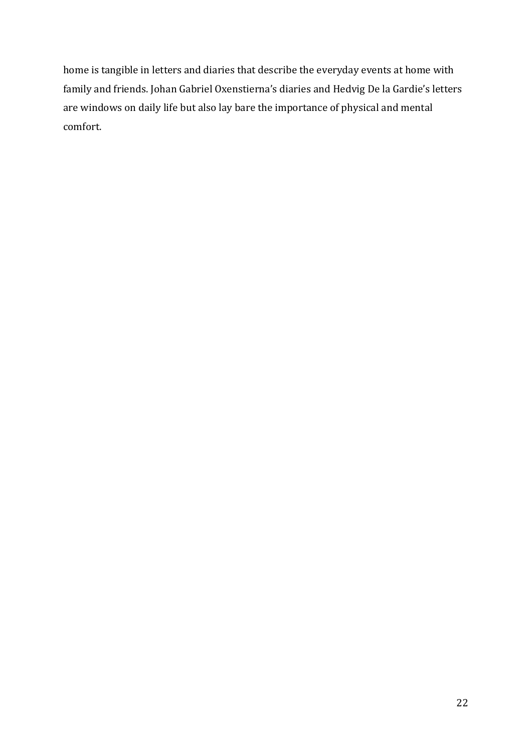home is tangible in letters and diaries that describe the everyday events at home with family and friends. Johan Gabriel Oxenstierna's diaries and Hedvig De la Gardie's letters are windows on daily life but also lay bare the importance of physical and mental comfort.